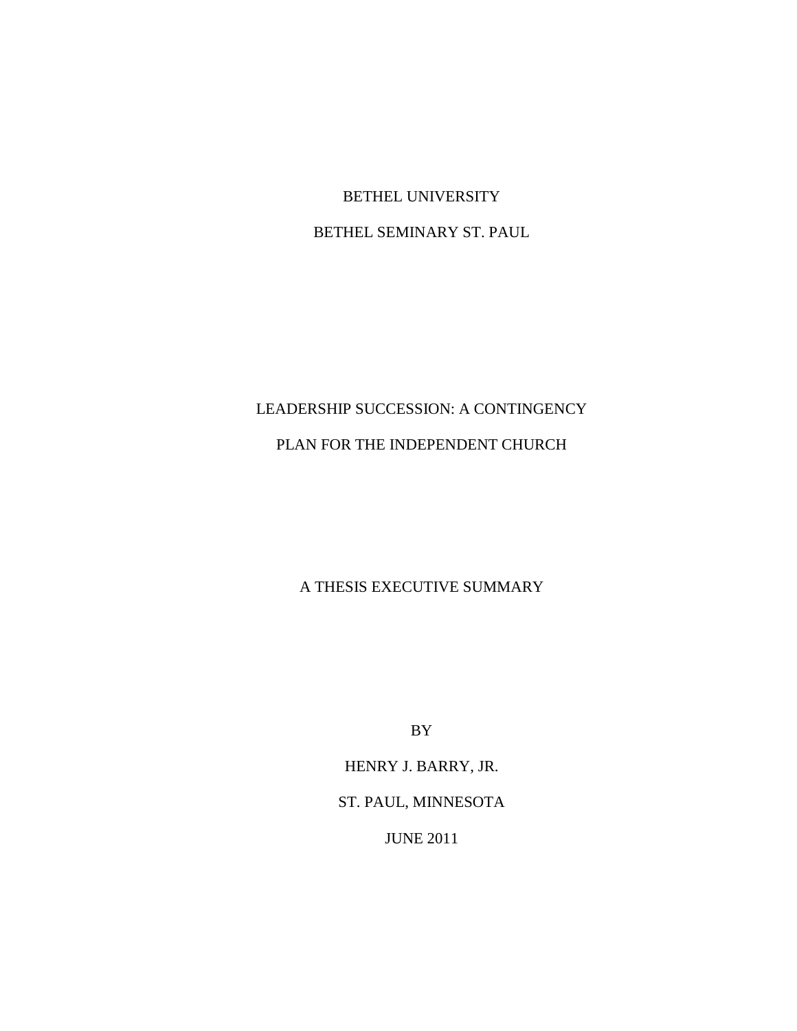BETHEL UNIVERSITY

BETHEL SEMINARY ST. PAUL

# LEADERSHIP SUCCESSION: A CONTINGENCY PLAN FOR THE INDEPENDENT CHURCH

A THESIS EXECUTIVE SUMMARY

BY

HENRY J. BARRY, JR.

ST. PAUL, MINNESOTA

JUNE 2011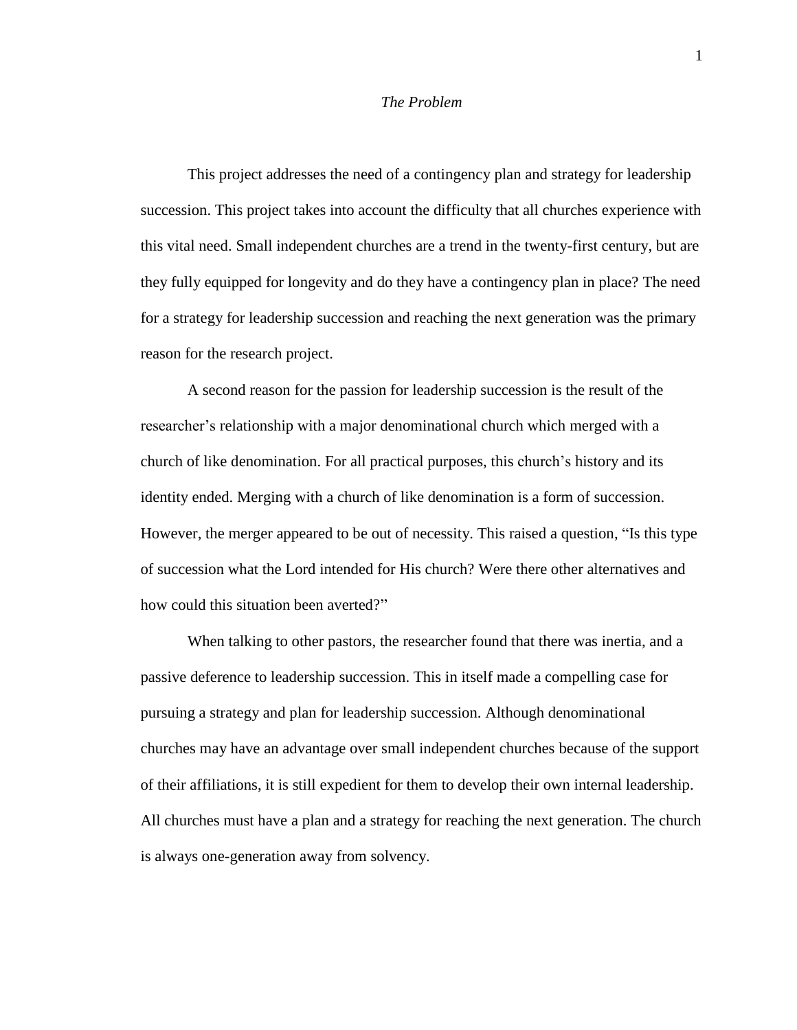## *The Problem*

This project addresses the need of a contingency plan and strategy for leadership succession. This project takes into account the difficulty that all churches experience with this vital need. Small independent churches are a trend in the twenty-first century, but are they fully equipped for longevity and do they have a contingency plan in place? The need for a strategy for leadership succession and reaching the next generation was the primary reason for the research project.

A second reason for the passion for leadership succession is the result of the researcher's relationship with a major denominational church which merged with a church of like denomination. For all practical purposes, this church's history and its identity ended. Merging with a church of like denomination is a form of succession. However, the merger appeared to be out of necessity. This raised a question, "Is this type of succession what the Lord intended for His church? Were there other alternatives and how could this situation been averted?"

When talking to other pastors, the researcher found that there was inertia, and a passive deference to leadership succession. This in itself made a compelling case for pursuing a strategy and plan for leadership succession. Although denominational churches may have an advantage over small independent churches because of the support of their affiliations, it is still expedient for them to develop their own internal leadership. All churches must have a plan and a strategy for reaching the next generation. The church is always one-generation away from solvency.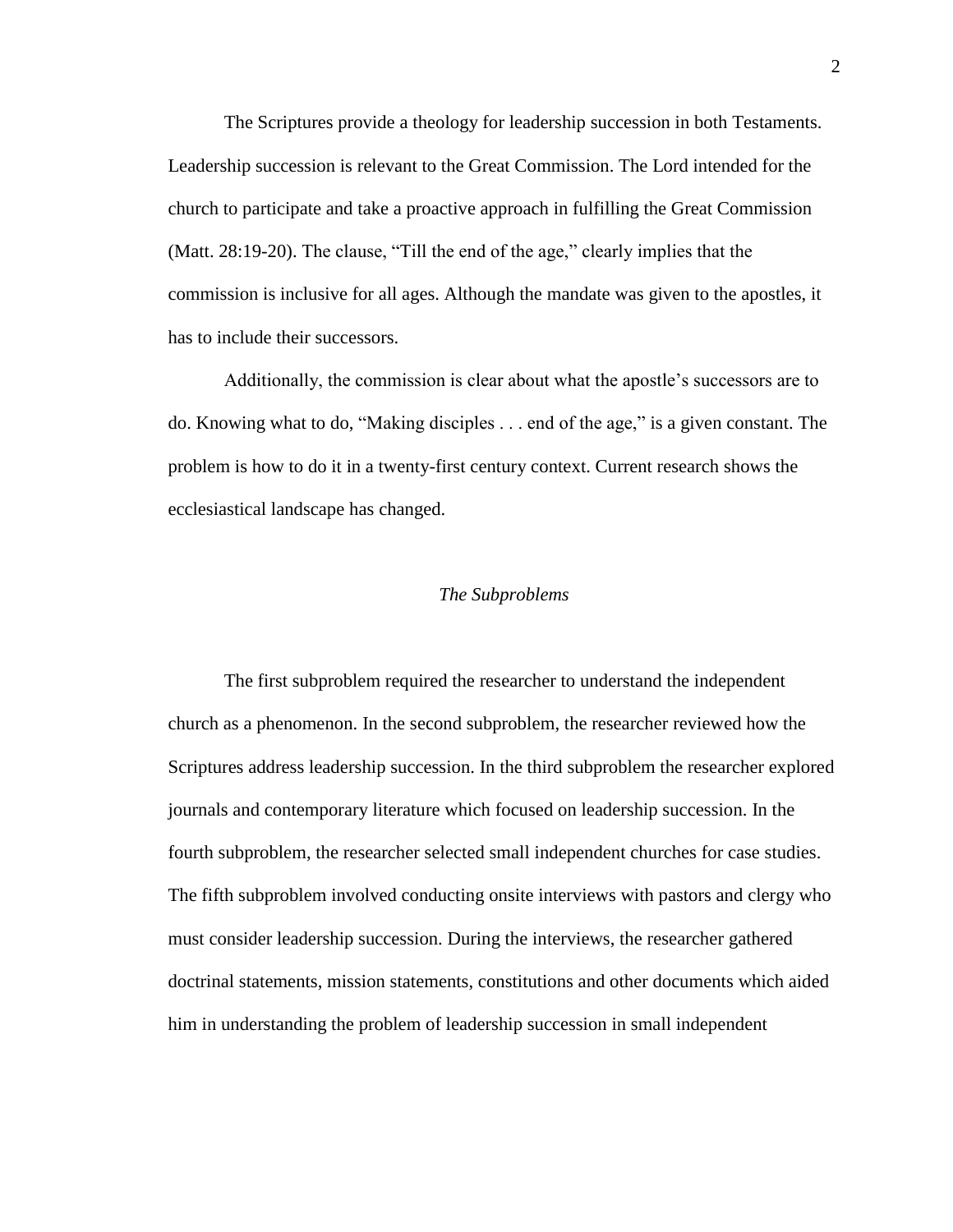The Scriptures provide a theology for leadership succession in both Testaments. Leadership succession is relevant to the Great Commission. The Lord intended for the church to participate and take a proactive approach in fulfilling the Great Commission (Matt. 28:19-20). The clause, "Till the end of the age," clearly implies that the commission is inclusive for all ages. Although the mandate was given to the apostles, it has to include their successors.

Additionally, the commission is clear about what the apostle's successors are to do. Knowing what to do, "Making disciples . . . end of the age," is a given constant. The problem is how to do it in a twenty-first century context. Current research shows the ecclesiastical landscape has changed.

### *The Subproblems*

The first subproblem required the researcher to understand the independent church as a phenomenon. In the second subproblem, the researcher reviewed how the Scriptures address leadership succession. In the third subproblem the researcher explored journals and contemporary literature which focused on leadership succession. In the fourth subproblem, the researcher selected small independent churches for case studies. The fifth subproblem involved conducting onsite interviews with pastors and clergy who must consider leadership succession. During the interviews, the researcher gathered doctrinal statements, mission statements, constitutions and other documents which aided him in understanding the problem of leadership succession in small independent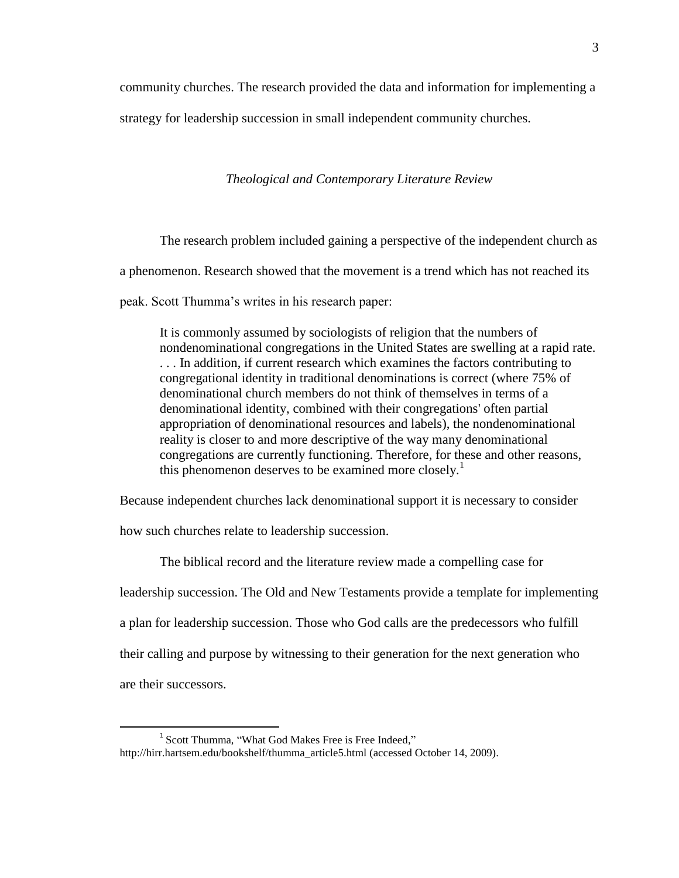community churches. The research provided the data and information for implementing a strategy for leadership succession in small independent community churches.

### *Theological and Contemporary Literature Review*

The research problem included gaining a perspective of the independent church as a phenomenon. Research showed that the movement is a trend which has not reached its peak. Scott Thumma's writes in his research paper:

> It is commonly assumed by sociologists of religion that the numbers of nondenominational congregations in the United States are swelling at a rapid rate. . . . In addition, if current research which examines the factors contributing to congregational identity in traditional denominations is correct (where 75% of denominational church members do not think of themselves in terms of a denominational identity, combined with their congregations' often partial appropriation of denominational resources and labels), the nondenominational reality is closer to and more descriptive of the way many denominational congregations are currently functioning. Therefore, for these and other reasons, this phenomenon deserves to be examined more closely.[1]

Because independent churches lack denominational support it is necessary to consider how such churches relate to leadership succession.

The biblical record and the literature review made a compelling case for leadership succession. The Old and New Testaments provide a template for implementing a plan for leadership succession. Those who God calls are the predecessors who fulfill their calling and purpose by witnessing to their generation for the next generation who are their successors.

---

[1] Scott Thumma, "What God Makes Free is Free Indeed," http://hirr.hartsem.edu/bookshelf/thumma_article5.html (accessed October 14, 2009).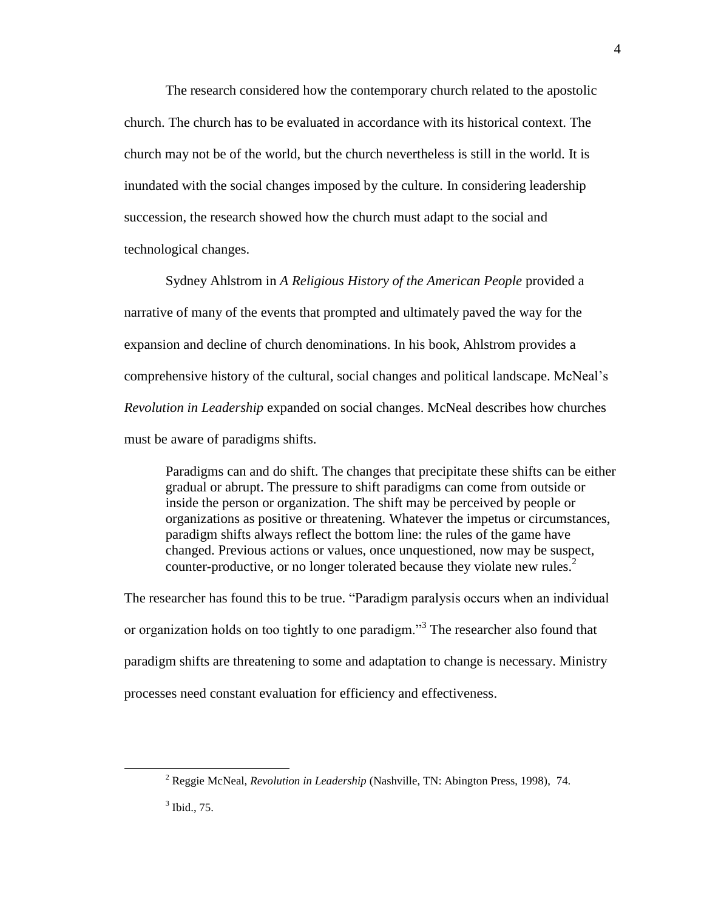The research considered how the contemporary church related to the apostolic church. The church has to be evaluated in accordance with its historical context. The church may not be of the world, but the church nevertheless is still in the world. It is inundated with the social changes imposed by the culture. In considering leadership succession, the research showed how the church must adapt to the social and technological changes.

Sydney Ahlstrom in *A Religious History of the American People* provided a narrative of many of the events that prompted and ultimately paved the way for the expansion and decline of church denominations. In his book, Ahlstrom provides a comprehensive history of the cultural, social changes and political landscape. McNeal's *Revolution in Leadership* expanded on social changes. McNeal describes how churches must be aware of paradigms shifts.

> Paradigms can and do shift. The changes that precipitate these shifts can be either gradual or abrupt. The pressure to shift paradigms can come from outside or inside the person or organization. The shift may be perceived by people or organizations as positive or threatening. Whatever the impetus or circumstances, paradigm shifts always reflect the bottom line: the rules of the game have changed. Previous actions or values, once unquestioned, now may be suspect, counter-productive, or no longer tolerated because they violate new rules.[2]

The researcher has found this to be true. "Paradigm paralysis occurs when an individual or organization holds on too tightly to one paradigm."[3] The researcher also found that paradigm shifts are threatening to some and adaptation to change is necessary. Ministry processes need constant evaluation for efficiency and effectiveness.

---

[2] Reggie McNeal, *Revolution in Leadership* (Nashville, TN: Abington Press, 1998), 74.

[3] Ibid., 75.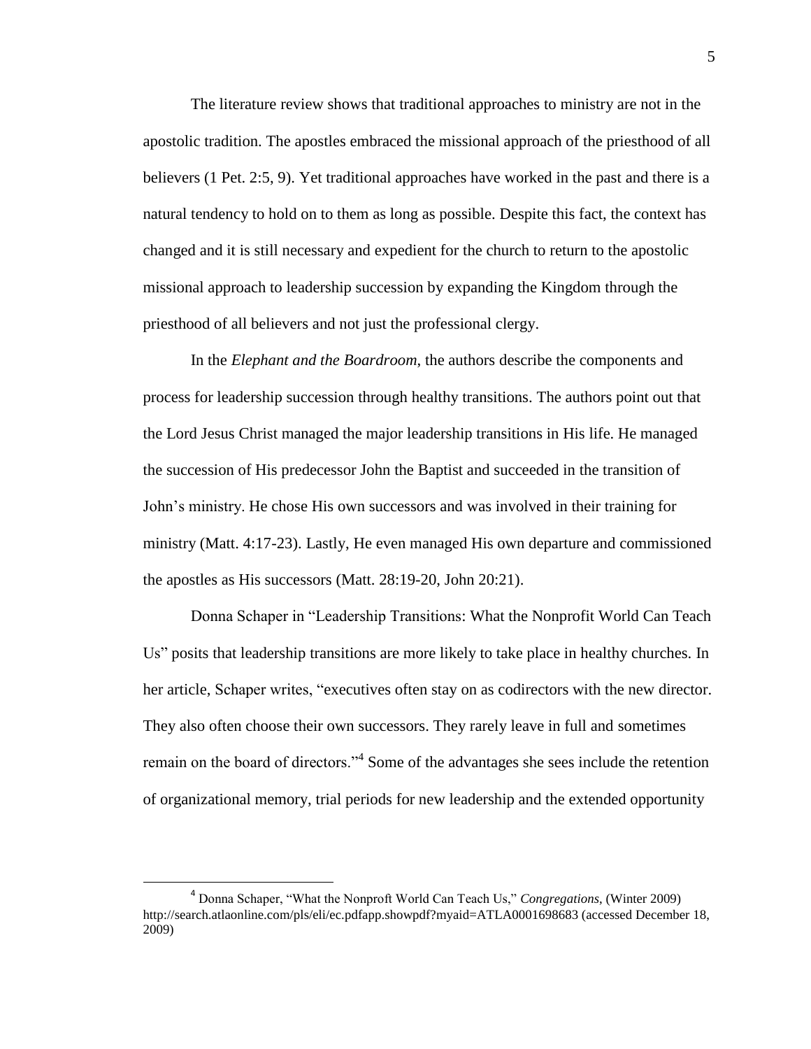The literature review shows that traditional approaches to ministry are not in the apostolic tradition. The apostles embraced the missional approach of the priesthood of all believers (1 Pet. 2:5, 9). Yet traditional approaches have worked in the past and there is a natural tendency to hold on to them as long as possible. Despite this fact, the context has changed and it is still necessary and expedient for the church to return to the apostolic missional approach to leadership succession by expanding the Kingdom through the priesthood of all believers and not just the professional clergy.

In the *Elephant and the Boardroom*, the authors describe the components and process for leadership succession through healthy transitions. The authors point out that the Lord Jesus Christ managed the major leadership transitions in His life. He managed the succession of His predecessor John the Baptist and succeeded in the transition of John's ministry. He chose His own successors and was involved in their training for ministry (Matt. 4:17-23). Lastly, He even managed His own departure and commissioned the apostles as His successors (Matt. 28:19-20, John 20:21).

Donna Schaper in "Leadership Transitions: What the Nonprofit World Can Teach Us" posits that leadership transitions are more likely to take place in healthy churches. In her article, Schaper writes, "executives often stay on as codirectors with the new director. They also often choose their own successors. They rarely leave in full and sometimes remain on the board of directors."[4] Some of the advantages she sees include the retention of organizational memory, trial periods for new leadership and the extended opportunity

[4] Donna Schaper, "What the Nonproft World Can Teach Us," *Congregations,* (Winter 2009) http://search.atlaonline.com/pls/eli/ec.pdfapp.showpdf?myaid=ATLA0001698683 (accessed December 18, 2009)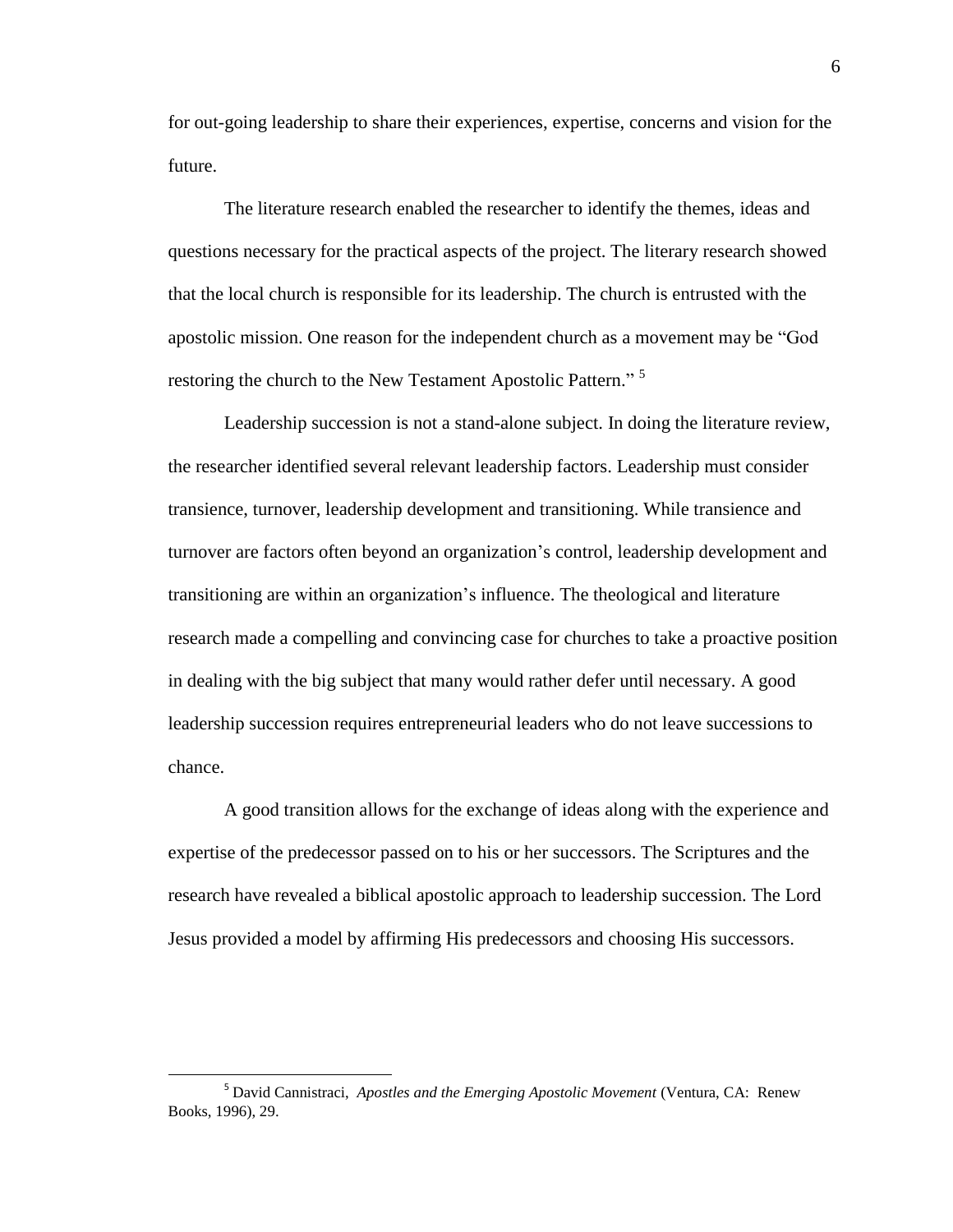for out-going leadership to share their experiences, expertise, concerns and vision for the future.

The literature research enabled the researcher to identify the themes, ideas and questions necessary for the practical aspects of the project. The literary research showed that the local church is responsible for its leadership. The church is entrusted with the apostolic mission. One reason for the independent church as a movement may be "God restoring the church to the New Testament Apostolic Pattern." [5]

Leadership succession is not a stand-alone subject. In doing the literature review, the researcher identified several relevant leadership factors. Leadership must consider transience, turnover, leadership development and transitioning. While transience and turnover are factors often beyond an organization's control, leadership development and transitioning are within an organization's influence. The theological and literature research made a compelling and convincing case for churches to take a proactive position in dealing with the big subject that many would rather defer until necessary. A good leadership succession requires entrepreneurial leaders who do not leave successions to chance.

A good transition allows for the exchange of ideas along with the experience and expertise of the predecessor passed on to his or her successors. The Scriptures and the research have revealed a biblical apostolic approach to leadership succession. The Lord Jesus provided a model by affirming His predecessors and choosing His successors.

---

[5] David Cannistraci, *Apostles and the Emerging Apostolic Movement* (Ventura, CA: Renew Books, 1996), 29.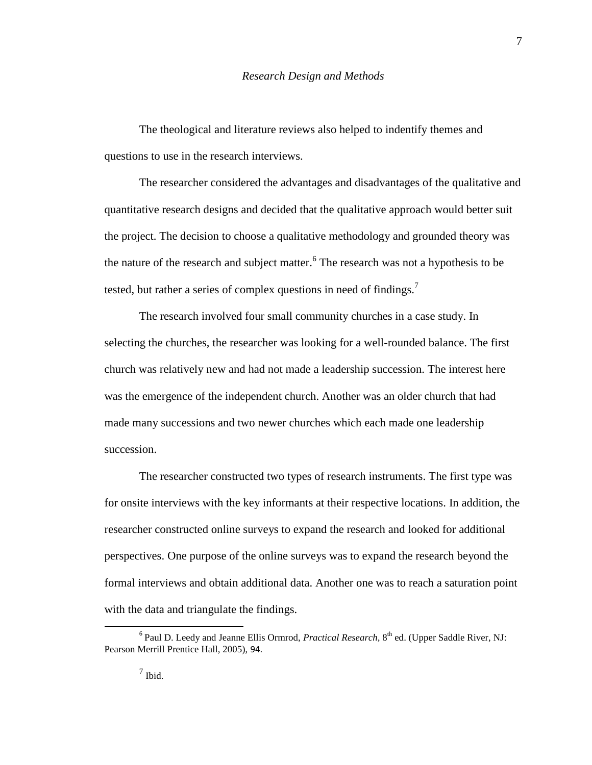## *Research Design and Methods*

The theological and literature reviews also helped to indentify themes and questions to use in the research interviews.

The researcher considered the advantages and disadvantages of the qualitative and quantitative research designs and decided that the qualitative approach would better suit the project. The decision to choose a qualitative methodology and grounded theory was the nature of the research and subject matter.[6] The research was not a hypothesis to be tested, but rather a series of complex questions in need of findings.[7]

The research involved four small community churches in a case study. In selecting the churches, the researcher was looking for a well-rounded balance. The first church was relatively new and had not made a leadership succession. The interest here was the emergence of the independent church. Another was an older church that had made many successions and two newer churches which each made one leadership succession.

The researcher constructed two types of research instruments. The first type was for onsite interviews with the key informants at their respective locations. In addition, the researcher constructed online surveys to expand the research and looked for additional perspectives. One purpose of the online surveys was to expand the research beyond the formal interviews and obtain additional data. Another one was to reach a saturation point with the data and triangulate the findings.

---

[6] Paul D. Leedy and Jeanne Ellis Ormrod, *Practical Research*, 8th ed. (Upper Saddle River, NJ: Pearson Merrill Prentice Hall, 2005), 94.

[7] Ibid.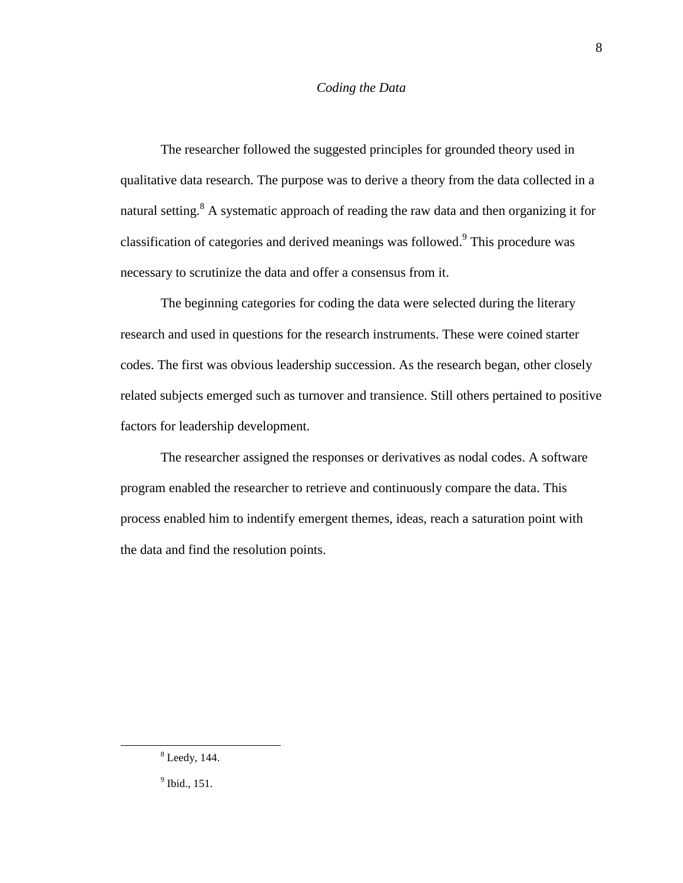*Coding the Data*

The researcher followed the suggested principles for grounded theory used in qualitative data research. The purpose was to derive a theory from the data collected in a natural setting.[8] A systematic approach of reading the raw data and then organizing it for classification of categories and derived meanings was followed.[9] This procedure was necessary to scrutinize the data and offer a consensus from it.

The beginning categories for coding the data were selected during the literary research and used in questions for the research instruments. These were coined starter codes. The first was obvious leadership succession. As the research began, other closely related subjects emerged such as turnover and transience. Still others pertained to positive factors for leadership development.

The researcher assigned the responses or derivatives as nodal codes. A software program enabled the researcher to retrieve and continuously compare the data. This process enabled him to indentify emergent themes, ideas, reach a saturation point with the data and find the resolution points.

---

[8] Leedy, 144.

[9] Ibid., 151.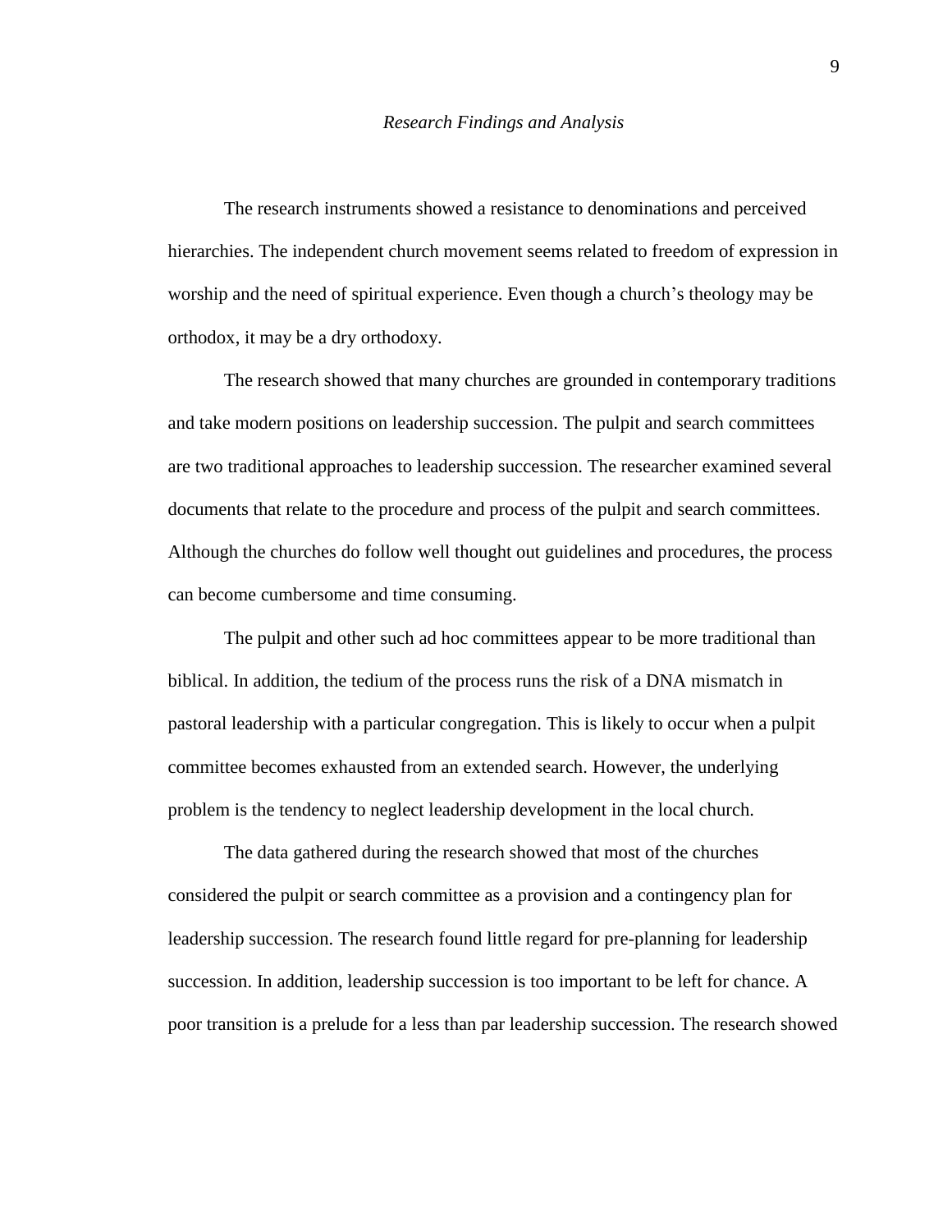## *Research Findings and Analysis*

The research instruments showed a resistance to denominations and perceived hierarchies. The independent church movement seems related to freedom of expression in worship and the need of spiritual experience. Even though a church's theology may be orthodox, it may be a dry orthodoxy.

The research showed that many churches are grounded in contemporary traditions and take modern positions on leadership succession. The pulpit and search committees are two traditional approaches to leadership succession. The researcher examined several documents that relate to the procedure and process of the pulpit and search committees. Although the churches do follow well thought out guidelines and procedures, the process can become cumbersome and time consuming.

The pulpit and other such ad hoc committees appear to be more traditional than biblical. In addition, the tedium of the process runs the risk of a DNA mismatch in pastoral leadership with a particular congregation. This is likely to occur when a pulpit committee becomes exhausted from an extended search. However, the underlying problem is the tendency to neglect leadership development in the local church.

The data gathered during the research showed that most of the churches considered the pulpit or search committee as a provision and a contingency plan for leadership succession. The research found little regard for pre-planning for leadership succession. In addition, leadership succession is too important to be left for chance. A poor transition is a prelude for a less than par leadership succession. The research showed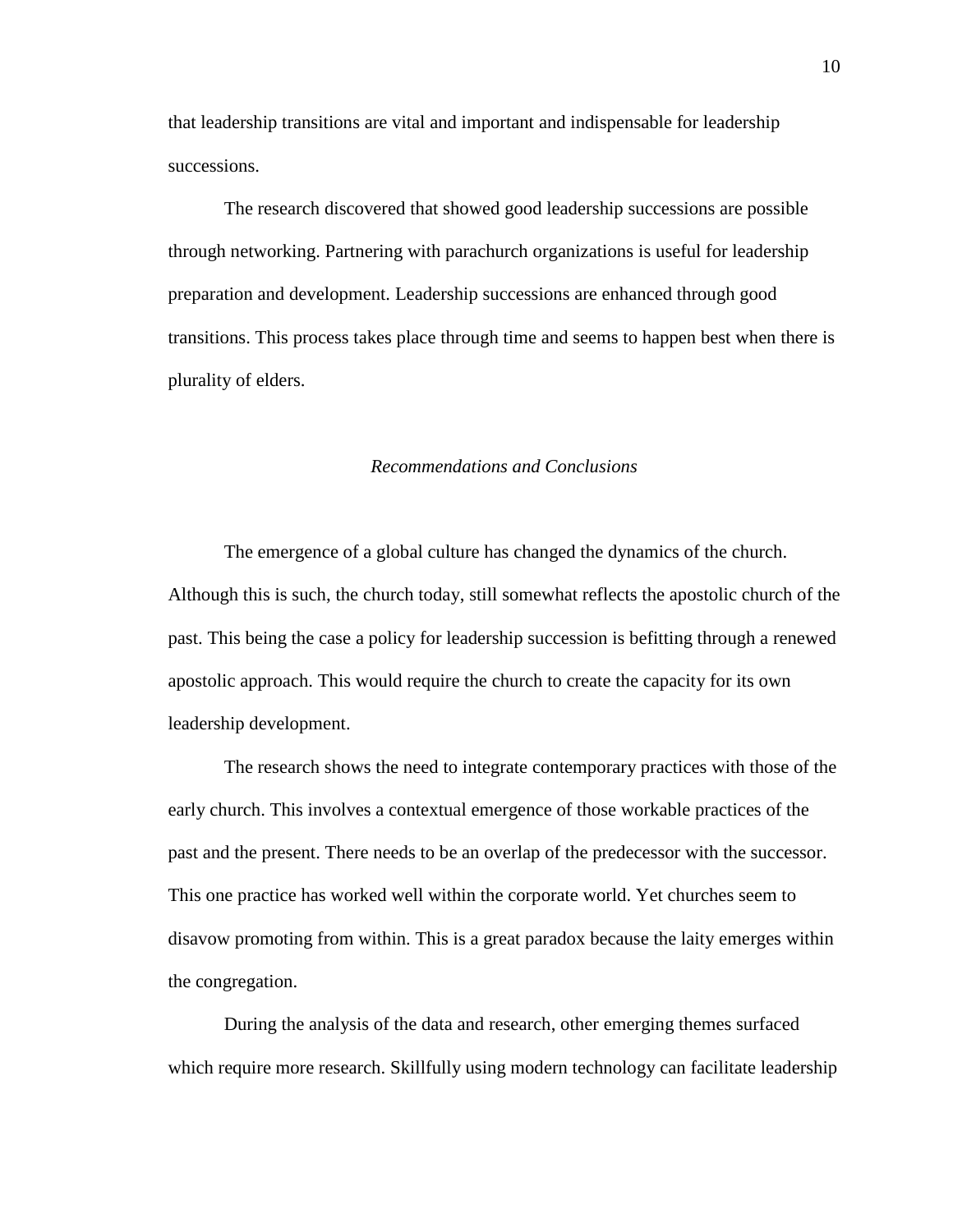that leadership transitions are vital and important and indispensable for leadership successions.

The research discovered that showed good leadership successions are possible through networking. Partnering with parachurch organizations is useful for leadership preparation and development. Leadership successions are enhanced through good transitions. This process takes place through time and seems to happen best when there is plurality of elders.

### *Recommendations and Conclusions*

The emergence of a global culture has changed the dynamics of the church. Although this is such, the church today, still somewhat reflects the apostolic church of the past. This being the case a policy for leadership succession is befitting through a renewed apostolic approach. This would require the church to create the capacity for its own leadership development.

The research shows the need to integrate contemporary practices with those of the early church. This involves a contextual emergence of those workable practices of the past and the present. There needs to be an overlap of the predecessor with the successor. This one practice has worked well within the corporate world. Yet churches seem to disavow promoting from within. This is a great paradox because the laity emerges within the congregation.

During the analysis of the data and research, other emerging themes surfaced which require more research. Skillfully using modern technology can facilitate leadership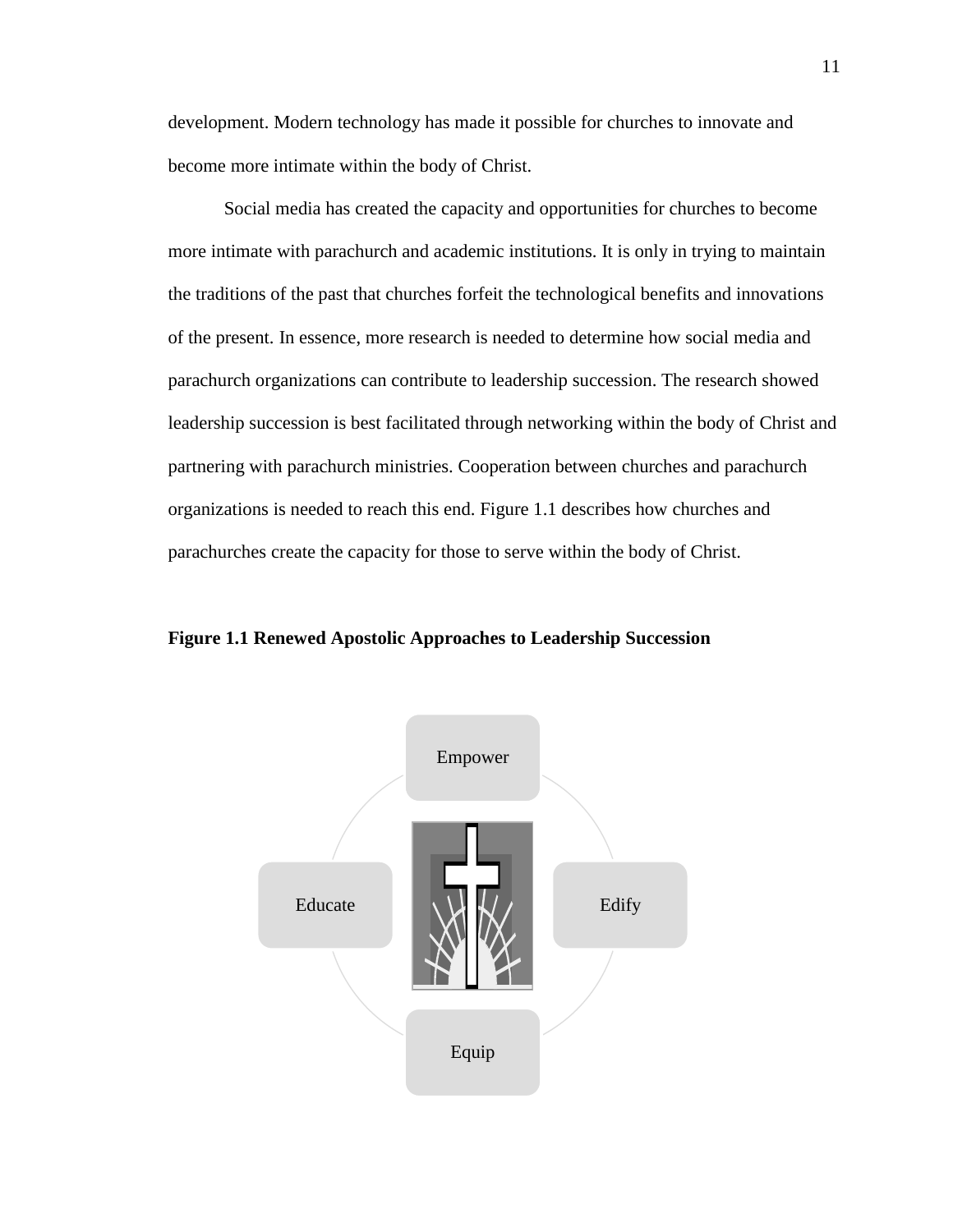development. Modern technology has made it possible for churches to innovate and become more intimate within the body of Christ.

Social media has created the capacity and opportunities for churches to become more intimate with parachurch and academic institutions. It is only in trying to maintain the traditions of the past that churches forfeit the technological benefits and innovations of the present. In essence, more research is needed to determine how social media and parachurch organizations can contribute to leadership succession. The research showed leadership succession is best facilitated through networking within the body of Christ and partnering with parachurch ministries. Cooperation between churches and parachurch organizations is needed to reach this end. Figure 1.1 describes how churches and parachurches create the capacity for those to serve within the body of Christ.

**Figure 1.1 Renewed Apostolic Approaches to Leadership Succession**

Empower

Educate

Edify

Equip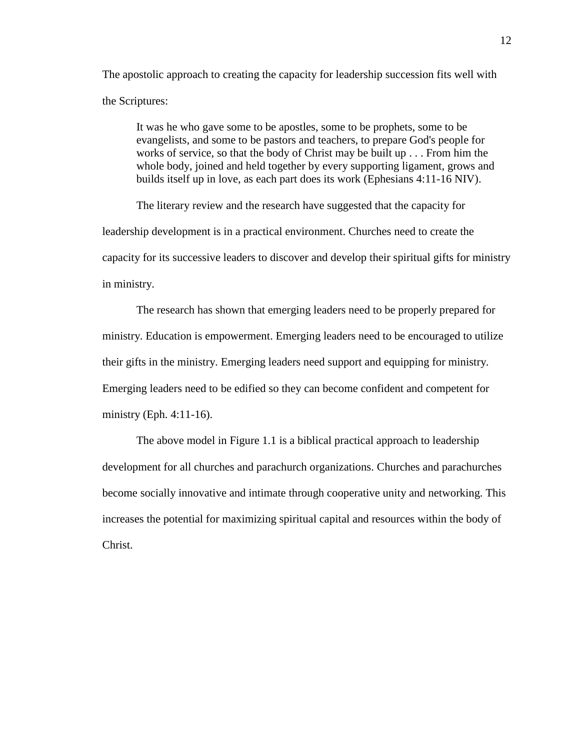The apostolic approach to creating the capacity for leadership succession fits well with the Scriptures:

> It was he who gave some to be apostles, some to be prophets, some to be evangelists, and some to be pastors and teachers, to prepare God's people for works of service, so that the body of Christ may be built up . . . From him the whole body, joined and held together by every supporting ligament, grows and builds itself up in love, as each part does its work (Ephesians 4:11-16 NIV).

The literary review and the research have suggested that the capacity for leadership development is in a practical environment. Churches need to create the capacity for its successive leaders to discover and develop their spiritual gifts for ministry in ministry.

The research has shown that emerging leaders need to be properly prepared for ministry. Education is empowerment. Emerging leaders need to be encouraged to utilize their gifts in the ministry. Emerging leaders need support and equipping for ministry. Emerging leaders need to be edified so they can become confident and competent for ministry (Eph. 4:11-16).

The above model in Figure 1.1 is a biblical practical approach to leadership development for all churches and parachurch organizations. Churches and parachurches become socially innovative and intimate through cooperative unity and networking. This increases the potential for maximizing spiritual capital and resources within the body of Christ.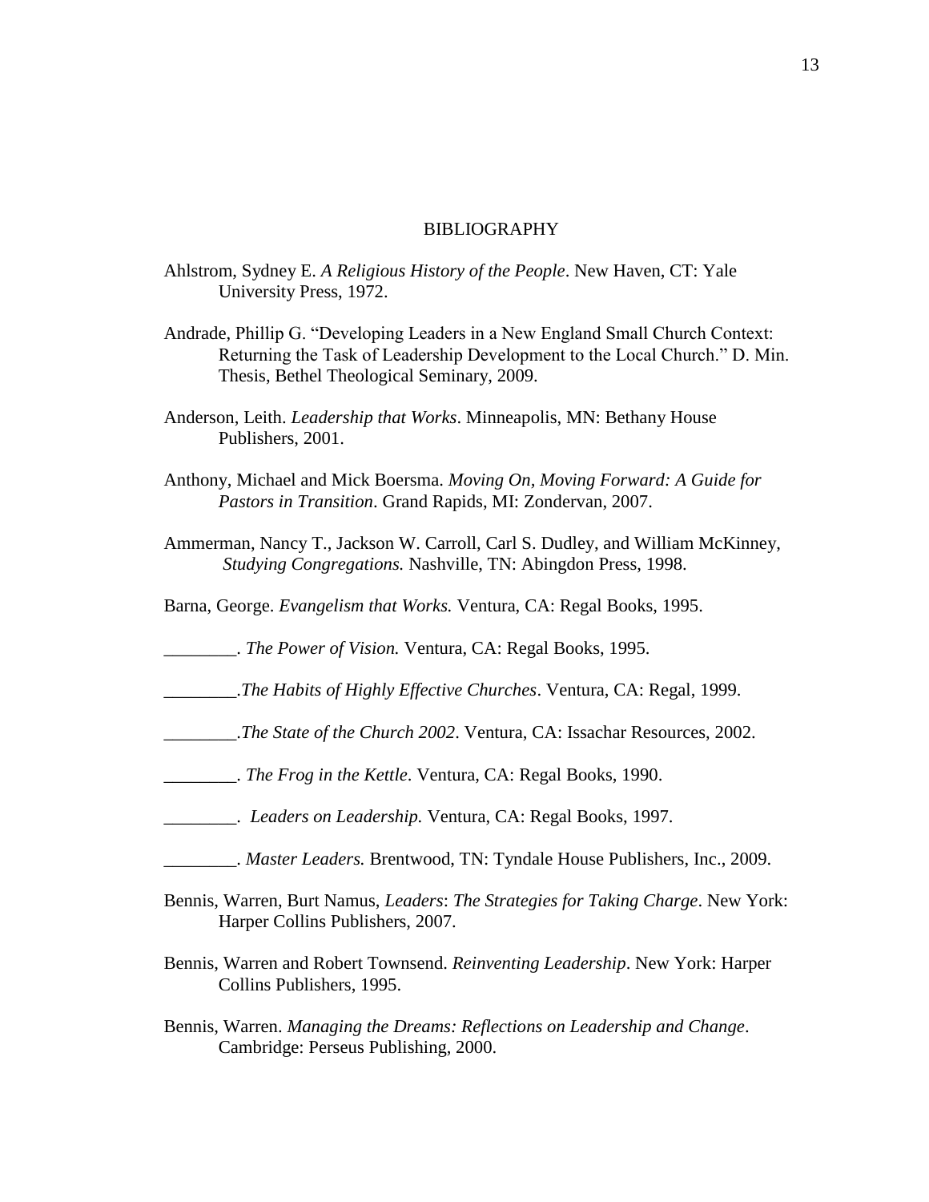# BIBLIOGRAPHY

Ahlstrom, Sydney E. *A Religious History of the People*. New Haven, CT: Yale University Press, 1972.

Andrade, Phillip G. "Developing Leaders in a New England Small Church Context: Returning the Task of Leadership Development to the Local Church." D. Min. Thesis, Bethel Theological Seminary, 2009.

Anderson, Leith. *Leadership that Works*. Minneapolis, MN: Bethany House Publishers, 2001.

Anthony, Michael and Mick Boersma. *Moving On, Moving Forward: A Guide for Pastors in Transition*. Grand Rapids, MI: Zondervan, 2007.

Ammerman, Nancy T., Jackson W. Carroll, Carl S. Dudley, and William McKinney, *Studying Congregations.* Nashville, TN: Abingdon Press, 1998.

Barna, George. *Evangelism that Works.* Ventura, CA: Regal Books, 1995.

________. *The Power of Vision.* Ventura, CA: Regal Books, 1995.

________.*The Habits of Highly Effective Churches*. Ventura, CA: Regal, 1999.

________.*The State of the Church 2002*. Ventura, CA: Issachar Resources, 2002.

________. *The Frog in the Kettle*. Ventura, CA: Regal Books, 1990.

________. *Leaders on Leadership.* Ventura, CA: Regal Books, 1997.

________. *Master Leaders.* Brentwood, TN: Tyndale House Publishers, Inc., 2009.

Bennis, Warren, Burt Namus, *Leaders*: *The Strategies for Taking Charge*. New York: Harper Collins Publishers, 2007.

Bennis, Warren and Robert Townsend. *Reinventing Leadership*. New York: Harper Collins Publishers, 1995.

Bennis, Warren. *Managing the Dreams: Reflections on Leadership and Change*. Cambridge: Perseus Publishing, 2000.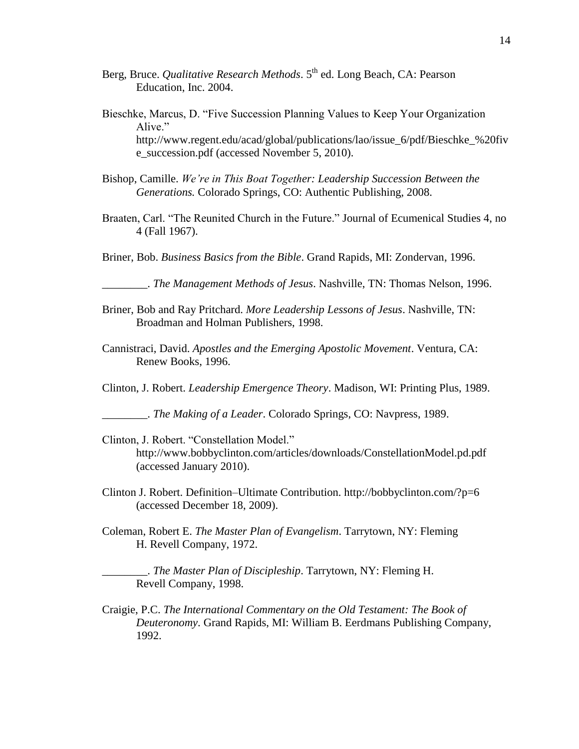Berg, Bruce. *Qualitative Research Methods*. 5th ed. Long Beach, CA: Pearson Education, Inc. 2004.

Bieschke, Marcus, D. "Five Succession Planning Values to Keep Your Organization Alive." http://www.regent.edu/acad/global/publications/lao/issue_6/pdf/Bieschke_%20five_succession.pdf (accessed November 5, 2010).

Bishop, Camille. *We're in This Boat Together: Leadership Succession Between the Generations.* Colorado Springs, CO: Authentic Publishing, 2008.

Braaten, Carl. "The Reunited Church in the Future." Journal of Ecumenical Studies 4, no 4 (Fall 1967).

Briner, Bob. *Business Basics from the Bible*. Grand Rapids, MI: Zondervan, 1996.

________. *The Management Methods of Jesus*. Nashville, TN: Thomas Nelson, 1996.

Briner, Bob and Ray Pritchard. *More Leadership Lessons of Jesus*. Nashville, TN: Broadman and Holman Publishers, 1998.

Cannistraci, David. *Apostles and the Emerging Apostolic Movement*. Ventura, CA: Renew Books, 1996.

Clinton, J. Robert. *Leadership Emergence Theory*. Madison, WI: Printing Plus, 1989.

________. *The Making of a Leader*. Colorado Springs, CO: Navpress, 1989.

Clinton, J. Robert. "Constellation Model." http://www.bobbyclinton.com/articles/downloads/ConstellationModel.pd.pdf (accessed January 2010).

Clinton J. Robert. Definition–Ultimate Contribution. http://bobbyclinton.com/?p=6 (accessed December 18, 2009).

Coleman, Robert E. *The Master Plan of Evangelism*. Tarrytown, NY: Fleming H. Revell Company, 1972.

________. *The Master Plan of Discipleship*. Tarrytown, NY: Fleming H. Revell Company, 1998.

Craigie, P.C. *The International Commentary on the Old Testament: The Book of Deuteronomy*. Grand Rapids, MI: William B. Eerdmans Publishing Company, 1992.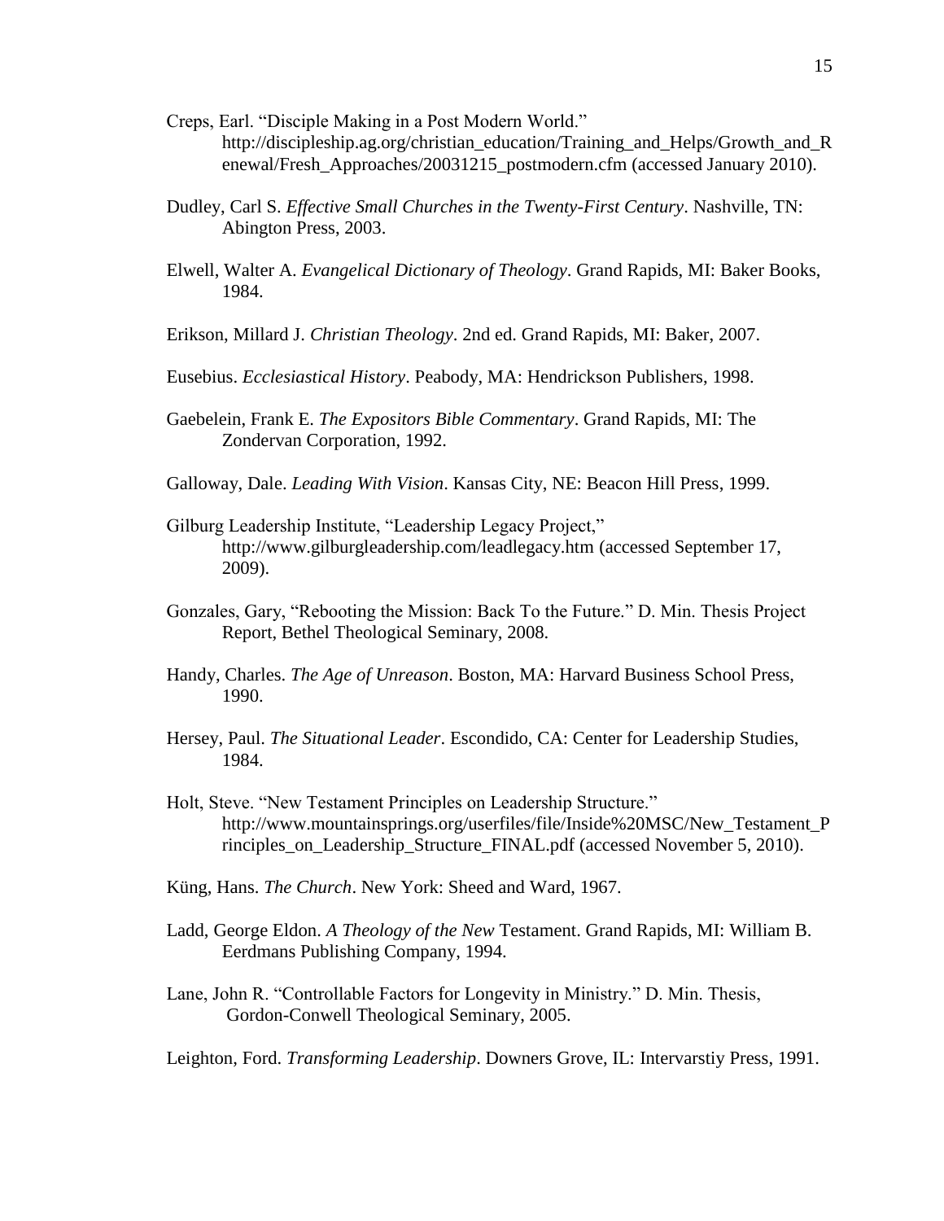Creps, Earl. "Disciple Making in a Post Modern World." http://discipleship.ag.org/christian_education/Training_and_Helps/Growth_and_Renewal/Fresh_Approaches/20031215_postmodern.cfm (accessed January 2010).

Dudley, Carl S. *Effective Small Churches in the Twenty-First Century*. Nashville, TN: Abington Press, 2003.

Elwell, Walter A. *Evangelical Dictionary of Theology*. Grand Rapids, MI: Baker Books, 1984.

Erikson, Millard J. *Christian Theology*. 2nd ed. Grand Rapids, MI: Baker, 2007.

Eusebius. *Ecclesiastical History*. Peabody, MA: Hendrickson Publishers, 1998.

Gaebelein, Frank E. *The Expositors Bible Commentary*. Grand Rapids, MI: The Zondervan Corporation, 1992.

Galloway, Dale. *Leading With Vision*. Kansas City, NE: Beacon Hill Press, 1999.

Gilburg Leadership Institute, "Leadership Legacy Project," http://www.gilburgleadership.com/leadlegacy.htm (accessed September 17, 2009).

Gonzales, Gary, "Rebooting the Mission: Back To the Future." D. Min. Thesis Project Report, Bethel Theological Seminary, 2008.

Handy, Charles. *The Age of Unreason*. Boston, MA: Harvard Business School Press, 1990.

Hersey, Paul. *The Situational Leader*. Escondido, CA: Center for Leadership Studies, 1984.

Holt, Steve. "New Testament Principles on Leadership Structure." http://www.mountainsprings.org/userfiles/file/Inside%20MSC/New_Testament_Principles_on_Leadership_Structure_FINAL.pdf (accessed November 5, 2010).

Küng, Hans. *The Church*. New York: Sheed and Ward, 1967.

Ladd, George Eldon. *A Theology of the New* Testament. Grand Rapids, MI: William B. Eerdmans Publishing Company, 1994.

Lane, John R. "Controllable Factors for Longevity in Ministry." D. Min. Thesis, Gordon-Conwell Theological Seminary, 2005.

Leighton, Ford. *Transforming Leadership*. Downers Grove, IL: Intervarstiy Press, 1991.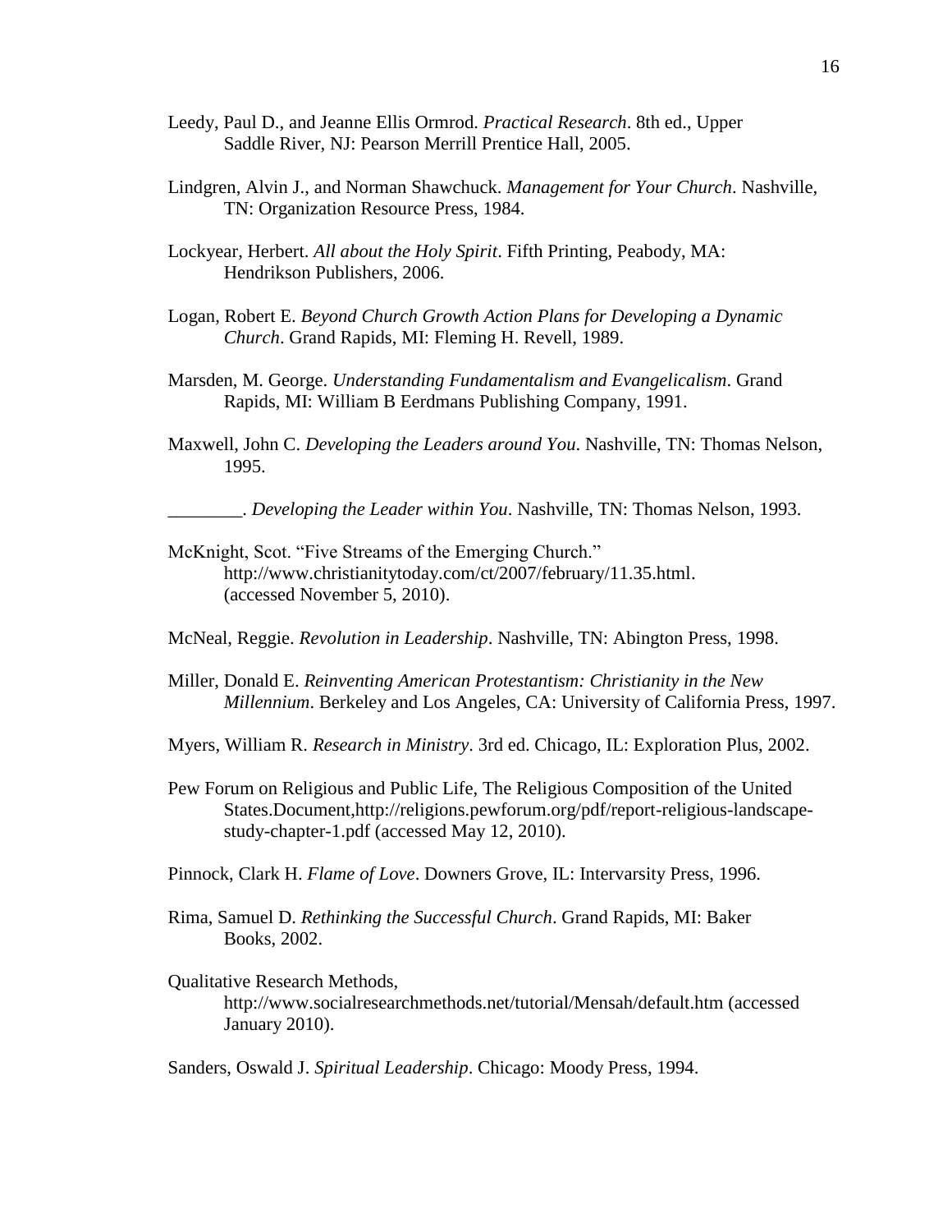Leedy, Paul D., and Jeanne Ellis Ormrod. *Practical Research*. 8th ed., Upper Saddle River, NJ: Pearson Merrill Prentice Hall, 2005.

Lindgren, Alvin J., and Norman Shawchuck. *Management for Your Church*. Nashville, TN: Organization Resource Press, 1984.

Lockyear, Herbert. *All about the Holy Spirit*. Fifth Printing, Peabody, MA: Hendrikson Publishers, 2006.

Logan, Robert E. *Beyond Church Growth Action Plans for Developing a Dynamic Church*. Grand Rapids, MI: Fleming H. Revell, 1989.

Marsden, M. George. *Understanding Fundamentalism and Evangelicalism*. Grand Rapids, MI: William B Eerdmans Publishing Company, 1991.

Maxwell, John C. *Developing the Leaders around You*. Nashville, TN: Thomas Nelson, 1995.

________. *Developing the Leader within You*. Nashville, TN: Thomas Nelson, 1993.

McKnight, Scot. "Five Streams of the Emerging Church." http://www.christianitytoday.com/ct/2007/february/11.35.html. (accessed November 5, 2010).

McNeal, Reggie. *Revolution in Leadership*. Nashville, TN: Abington Press, 1998.

Miller, Donald E. *Reinventing American Protestantism: Christianity in the New Millennium*. Berkeley and Los Angeles, CA: University of California Press, 1997.

Myers, William R. *Research in Ministry*. 3rd ed. Chicago, IL: Exploration Plus, 2002.

Pew Forum on Religious and Public Life, The Religious Composition of the United States.Document,http://religions.pewforum.org/pdf/report-religious-landscape-study-chapter-1.pdf (accessed May 12, 2010).

Pinnock, Clark H. *Flame of Love*. Downers Grove, IL: Intervarsity Press, 1996.

Rima, Samuel D. *Rethinking the Successful Church*. Grand Rapids, MI: Baker Books, 2002.

Qualitative Research Methods, http://www.socialresearchmethods.net/tutorial/Mensah/default.htm (accessed January 2010).

Sanders, Oswald J. *Spiritual Leadership*. Chicago: Moody Press, 1994.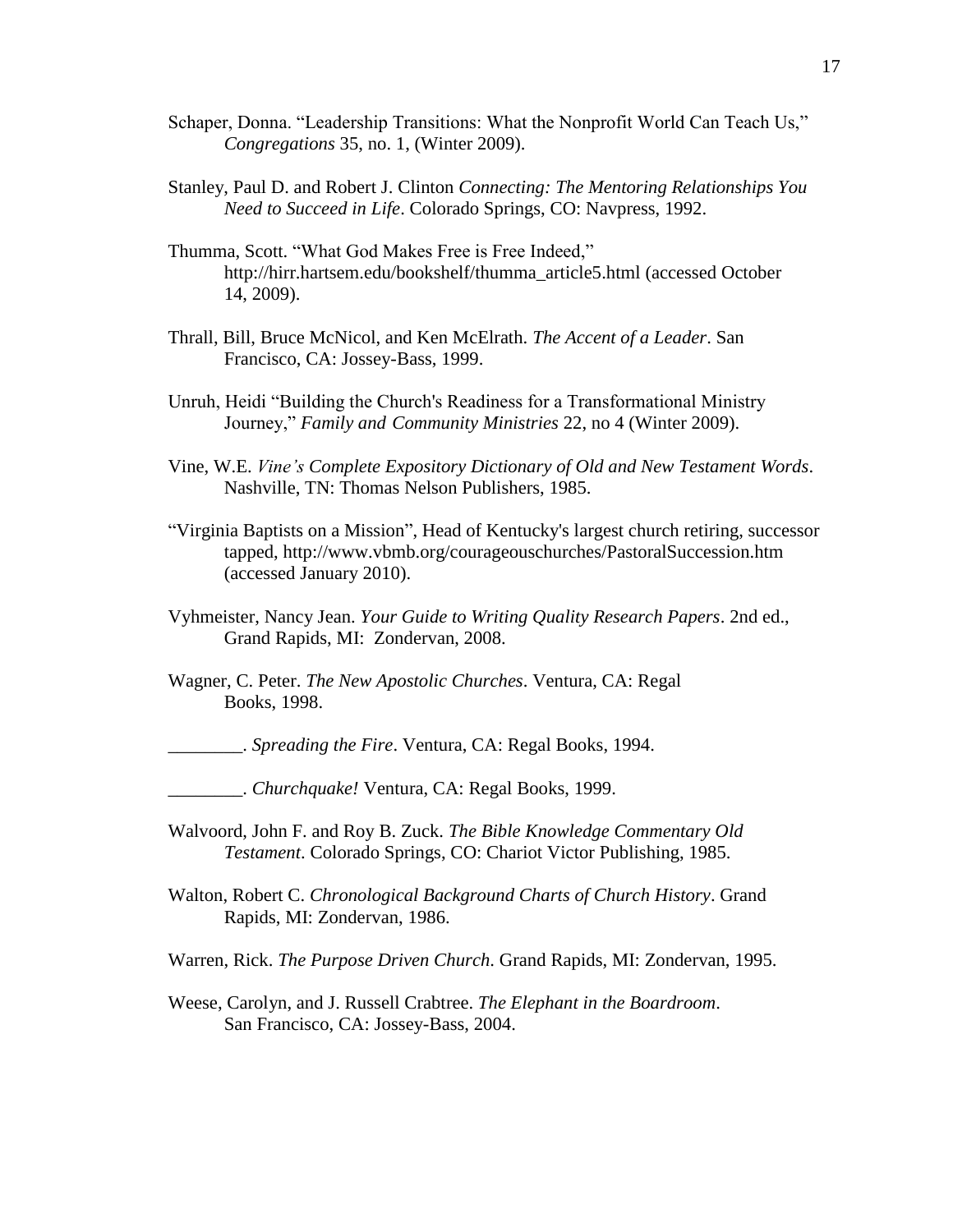Schaper, Donna. “Leadership Transitions: What the Nonprofit World Can Teach Us,” *Congregations* 35, no. 1, (Winter 2009).

Stanley, Paul D. and Robert J. Clinton *Connecting: The Mentoring Relationships You Need to Succeed in Life*. Colorado Springs, CO: Navpress, 1992.

Thumma, Scott. “What God Makes Free is Free Indeed,” http://hirr.hartsem.edu/bookshelf/thumma_article5.html (accessed October 14, 2009).

Thrall, Bill, Bruce McNicol, and Ken McElrath. *The Accent of a Leader*. San Francisco, CA: Jossey-Bass, 1999.

Unruh, Heidi “Building the Church's Readiness for a Transformational Ministry Journey,” *Family and Community Ministries* 22, no 4 (Winter 2009).

Vine, W.E. *Vine’s Complete Expository Dictionary of Old and New Testament Words*. Nashville, TN: Thomas Nelson Publishers, 1985.

“Virginia Baptists on a Mission”, Head of Kentucky's largest church retiring, successor tapped, http://www.vbmb.org/courageouschurches/PastoralSuccession.htm (accessed January 2010).

Vyhmeister, Nancy Jean. *Your Guide to Writing Quality Research Papers*. 2nd ed., Grand Rapids, MI: Zondervan, 2008.

Wagner, C. Peter. *The New Apostolic Churches*. Ventura, CA: Regal Books, 1998.

________. *Spreading the Fire*. Ventura, CA: Regal Books, 1994.

________. *Churchquake!* Ventura, CA: Regal Books, 1999.

Walvoord, John F. and Roy B. Zuck. *The Bible Knowledge Commentary Old Testament*. Colorado Springs, CO: Chariot Victor Publishing, 1985.

Walton, Robert C. *Chronological Background Charts of Church History*. Grand Rapids, MI: Zondervan, 1986.

Warren, Rick. *The Purpose Driven Church*. Grand Rapids, MI: Zondervan, 1995.

Weese, Carolyn, and J. Russell Crabtree. *The Elephant in the Boardroom*. San Francisco, CA: Jossey-Bass, 2004.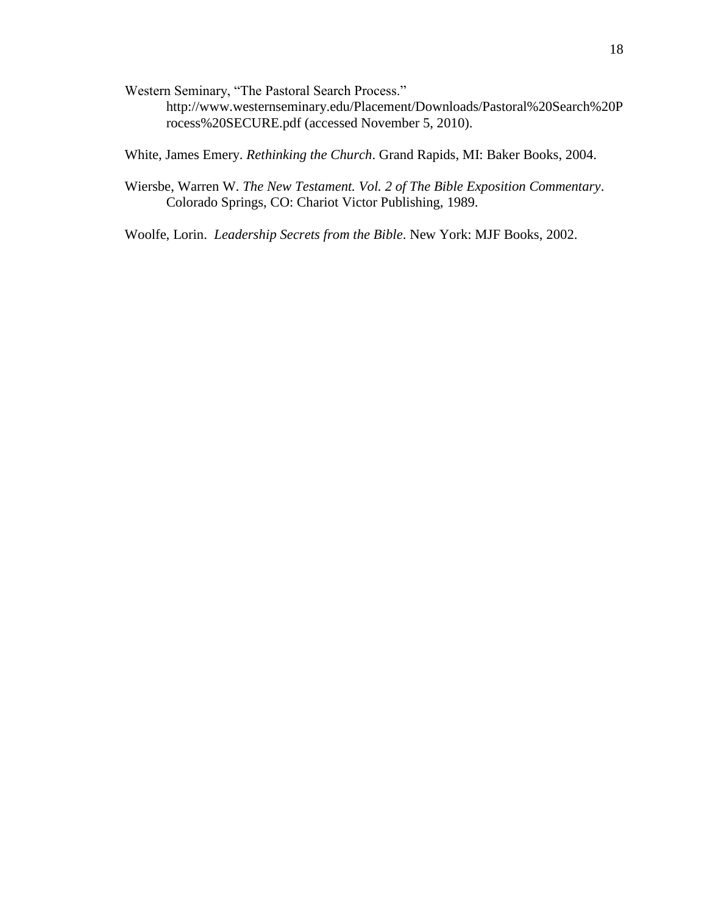Western Seminary, “The Pastoral Search Process.” http://www.westernseminary.edu/Placement/Downloads/Pastoral%20Search%20Process%20SECURE.pdf (accessed November 5, 2010).

White, James Emery. *Rethinking the Church*. Grand Rapids, MI: Baker Books, 2004.

Wiersbe, Warren W. *The New Testament. Vol. 2 of The Bible Exposition Commentary*. Colorado Springs, CO: Chariot Victor Publishing, 1989.

Woolfe, Lorin. *Leadership Secrets from the Bible*. New York: MJF Books, 2002.